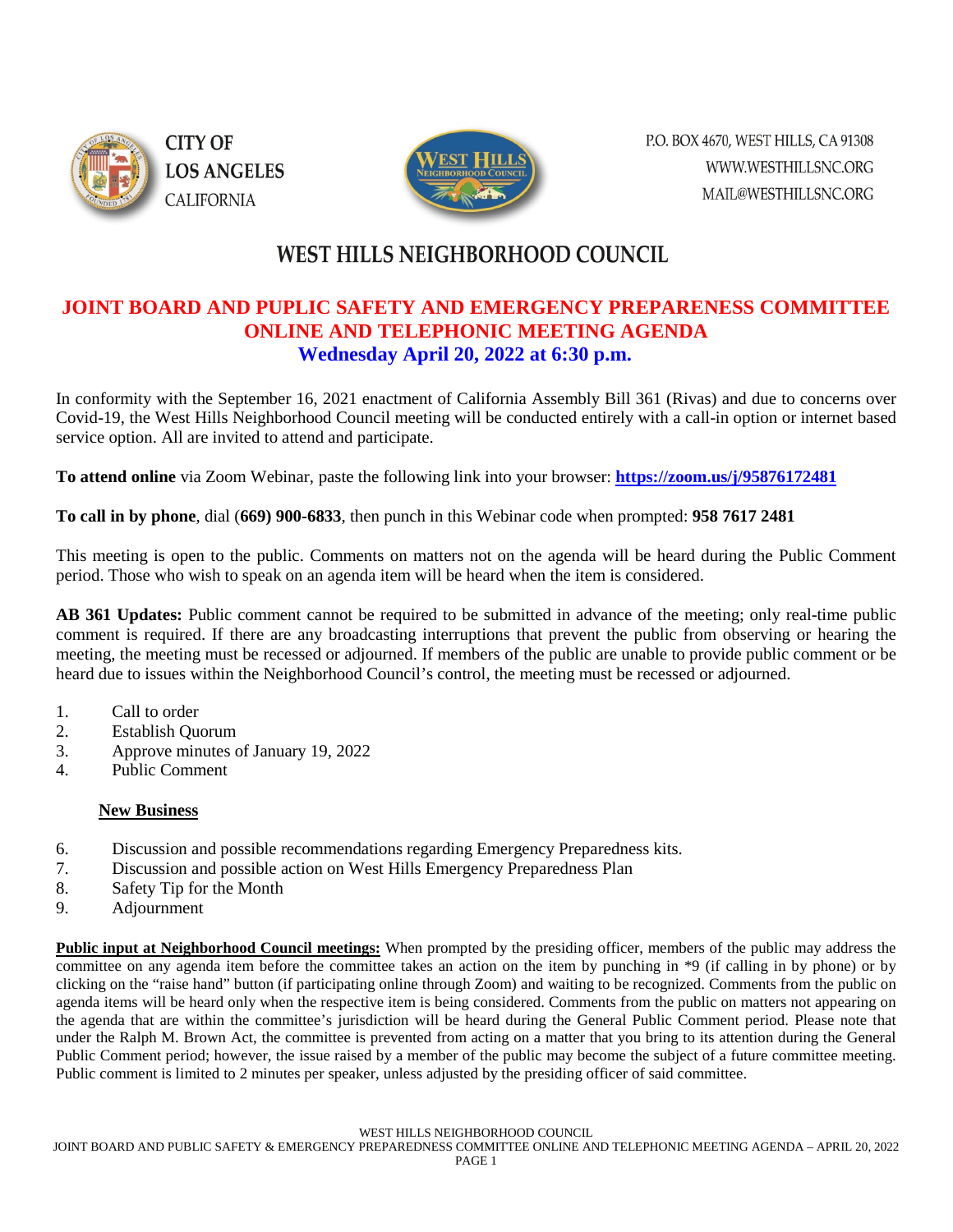CITY OF LOS ANGELES CALIFORNIA

P.O. BOX 4670, WEST HILLS, CA 91308
WWW.WESTHILLSNC.ORG
MAIL@WESTHILLSNC.ORG

# WEST HILLS NEIGHBORHOOD COUNCIL

## JOINT BOARD AND PUPLIC SAFETY AND EMERGENCY PREPARENESS COMMITTEE ONLINE AND TELEPHONIC MEETING AGENDA

### Wednesday April 20, 2022 at 6:30 p.m.

In conformity with the September 16, 2021 enactment of California Assembly Bill 361 (Rivas) and due to concerns over Covid-19, the West Hills Neighborhood Council meeting will be conducted entirely with a call-in option or internet based service option. All are invited to attend and participate.

**To attend online** via Zoom Webinar, paste the following link into your browser: **https://zoom.us/j/95876172481**

**To call in by phone**, dial **(669) 900-6833**, then punch in this Webinar code when prompted: **958 7617 2481**

This meeting is open to the public. Comments on matters not on the agenda will be heard during the Public Comment period. Those who wish to speak on an agenda item will be heard when the item is considered.

**AB 361 Updates:** Public comment cannot be required to be submitted in advance of the meeting; only real-time public comment is required. If there are any broadcasting interruptions that prevent the public from observing or hearing the meeting, the meeting must be recessed or adjourned. If members of the public are unable to provide public comment or be heard due to issues within the Neighborhood Council's control, the meeting must be recessed or adjourned.

1. Call to order
2. Establish Quorum
3. Approve minutes of January 19, 2022
4. Public Comment

**New Business**

6. Discussion and possible recommendations regarding Emergency Preparedness kits.
7. Discussion and possible action on West Hills Emergency Preparedness Plan
8. Safety Tip for the Month
9. Adjournment

**Public input at Neighborhood Council meetings:** When prompted by the presiding officer, members of the public may address the committee on any agenda item before the committee takes an action on the item by punching in *9 (if calling in by phone) or by clicking on the "raise hand" button (if participating online through Zoom) and waiting to be recognized. Comments from the public on agenda items will be heard only when the respective item is being considered. Comments from the public on matters not appearing on the agenda that are within the committee's jurisdiction will be heard during the General Public Comment period. Please note that under the Ralph M. Brown Act, the committee is prevented from acting on a matter that you bring to its attention during the General Public Comment period; however, the issue raised by a member of the public may become the subject of a future committee meeting. Public comment is limited to 2 minutes per speaker, unless adjusted by the presiding officer of said committee.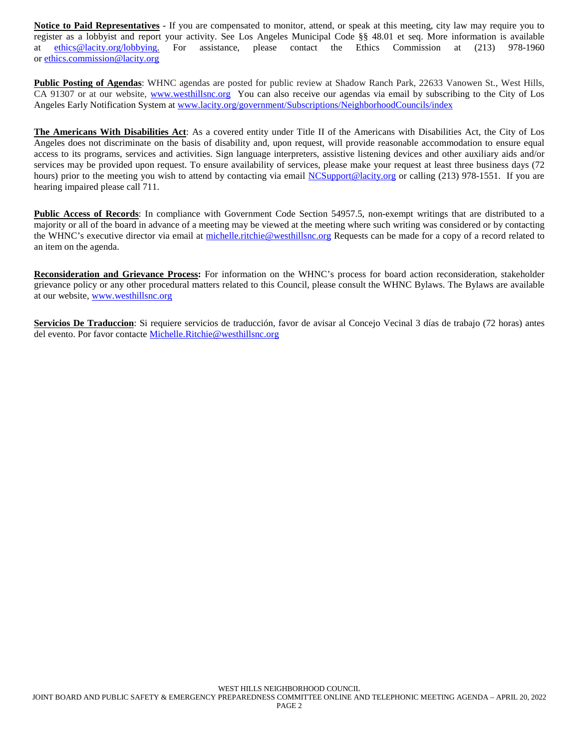**Notice to Paid Representatives** - If you are compensated to monitor, attend, or speak at this meeting, city law may require you to register as a lobbyist and report your activity. See Los Angeles Municipal Code §§ 48.01 et seq. More information is available at ethics@lacity.org/lobbying. For assistance, please contact the Ethics Commission at (213) 978-1960 or ethics.commission@lacity.org

**Public Posting of Agendas**: WHNC agendas are posted for public review at Shadow Ranch Park, 22633 Vanowen St., West Hills, CA 91307 or at our website, www.westhillsnc.org You can also receive our agendas via email by subscribing to the City of Los Angeles Early Notification System at www.lacity.org/government/Subscriptions/NeighborhoodCouncils/index

**The Americans With Disabilities Act**: As a covered entity under Title II of the Americans with Disabilities Act, the City of Los Angeles does not discriminate on the basis of disability and, upon request, will provide reasonable accommodation to ensure equal access to its programs, services and activities. Sign language interpreters, assistive listening devices and other auxiliary aids and/or services may be provided upon request. To ensure availability of services, please make your request at least three business days (72 hours) prior to the meeting you wish to attend by contacting via email NCSupport@lacity.org or calling (213) 978-1551. If you are hearing impaired please call 711.

**Public Access of Records**: In compliance with Government Code Section 54957.5, non-exempt writings that are distributed to a majority or all of the board in advance of a meeting may be viewed at the meeting where such writing was considered or by contacting the WHNC's executive director via email at michelle.ritchie@westhillsnc.org Requests can be made for a copy of a record related to an item on the agenda.

**Reconsideration and Grievance Process:** For information on the WHNC's process for board action reconsideration, stakeholder grievance policy or any other procedural matters related to this Council, please consult the WHNC Bylaws. The Bylaws are available at our website, www.westhillsnc.org

**Servicios De Traduccion**: Si requiere servicios de traducción, favor de avisar al Concejo Vecinal 3 días de trabajo (72 horas) antes del evento. Por favor contacte Michelle.Ritchie@westhillsnc.org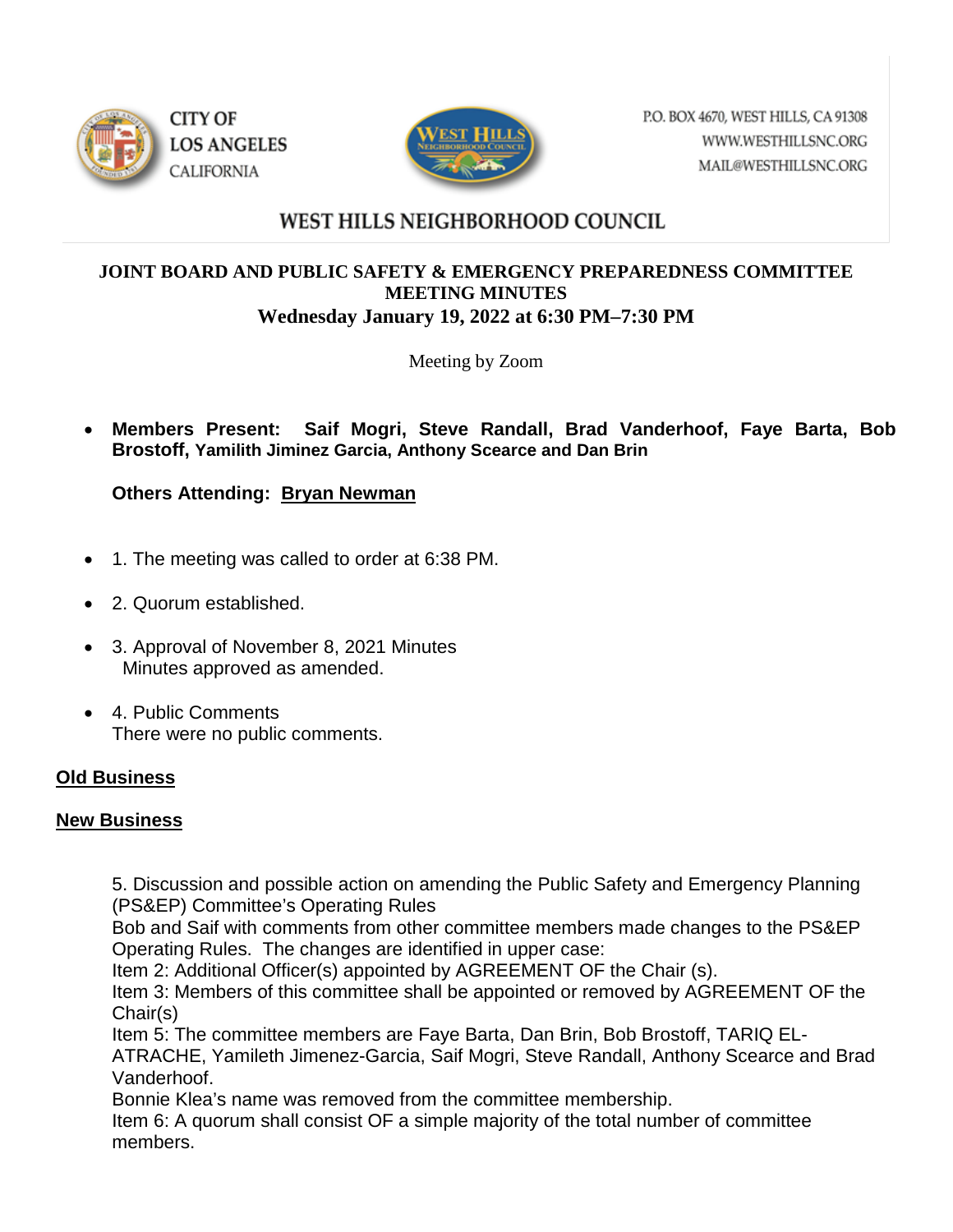CITY OF LOS ANGELES CALIFORNIA

P.O. BOX 4670, WEST HILLS, CA 91308
WWW.WESTHILLSNC.ORG
MAIL@WESTHILLSNC.ORG

# WEST HILLS NEIGHBORHOOD COUNCIL

## JOINT BOARD AND PUBLIC SAFETY & EMERGENCY PREPAREDNESS COMMITTEE MEETING MINUTES

### Wednesday January 19, 2022 at 6:30 PM–7:30 PM

Meeting by Zoom

- **Members Present: Saif Mogri, Steve Randall, Brad Vanderhoof, Faye Barta, Bob Brostoff, Yamilith Jiminez Garcia, Anthony Scearce and Dan Brin**

  **Others Attending: Bryan Newman**

- 1. The meeting was called to order at 6:38 PM.
- 2. Quorum established.
- 3. Approval of November 8, 2021 Minutes
  Minutes approved as amended.
- 4. Public Comments
  There were no public comments.

**Old Business**

**New Business**

5. Discussion and possible action on amending the Public Safety and Emergency Planning (PS&EP) Committee's Operating Rules
Bob and Saif with comments from other committee members made changes to the PS&EP Operating Rules. The changes are identified in upper case:
Item 2: Additional Officer(s) appointed by AGREEMENT OF the Chair (s).
Item 3: Members of this committee shall be appointed or removed by AGREEMENT OF the Chair(s)
Item 5: The committee members are Faye Barta, Dan Brin, Bob Brostoff, TARIQ EL-ATRACHE, Yamileth Jimenez-Garcia, Saif Mogri, Steve Randall, Anthony Scearce and Brad Vanderhoof.
Bonnie Klea's name was removed from the committee membership.
Item 6: A quorum shall consist OF a simple majority of the total number of committee members.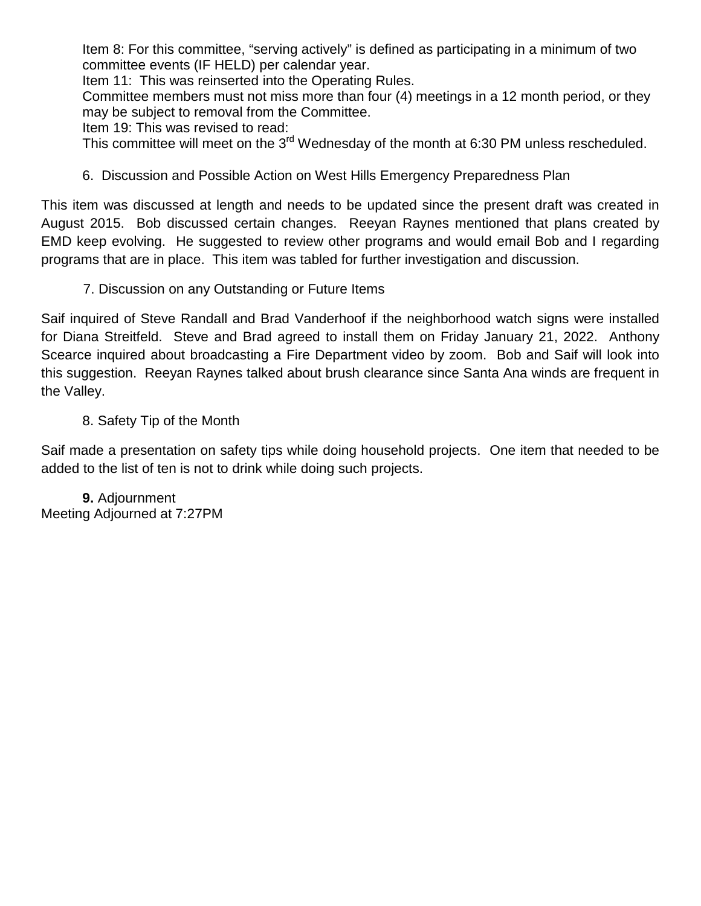Item 8: For this committee, “serving actively” is defined as participating in a minimum of two committee events (IF HELD) per calendar year.

Item 11: This was reinserted into the Operating Rules.

Committee members must not miss more than four (4) meetings in a 12 month period, or they may be subject to removal from the Committee.

Item 19: This was revised to read:

This committee will meet on the 3rd Wednesday of the month at 6:30 PM unless rescheduled.

6. Discussion and Possible Action on West Hills Emergency Preparedness Plan

This item was discussed at length and needs to be updated since the present draft was created in August 2015. Bob discussed certain changes. Reeyan Raynes mentioned that plans created by EMD keep evolving. He suggested to review other programs and would email Bob and I regarding programs that are in place. This item was tabled for further investigation and discussion.

7. Discussion on any Outstanding or Future Items

Saif inquired of Steve Randall and Brad Vanderhoof if the neighborhood watch signs were installed for Diana Streitfeld. Steve and Brad agreed to install them on Friday January 21, 2022. Anthony Scearce inquired about broadcasting a Fire Department video by zoom. Bob and Saif will look into this suggestion. Reeyan Raynes talked about brush clearance since Santa Ana winds are frequent in the Valley.

8. Safety Tip of the Month

Saif made a presentation on safety tips while doing household projects. One item that needed to be added to the list of ten is not to drink while doing such projects.

**9.** Adjournment

Meeting Adjourned at 7:27PM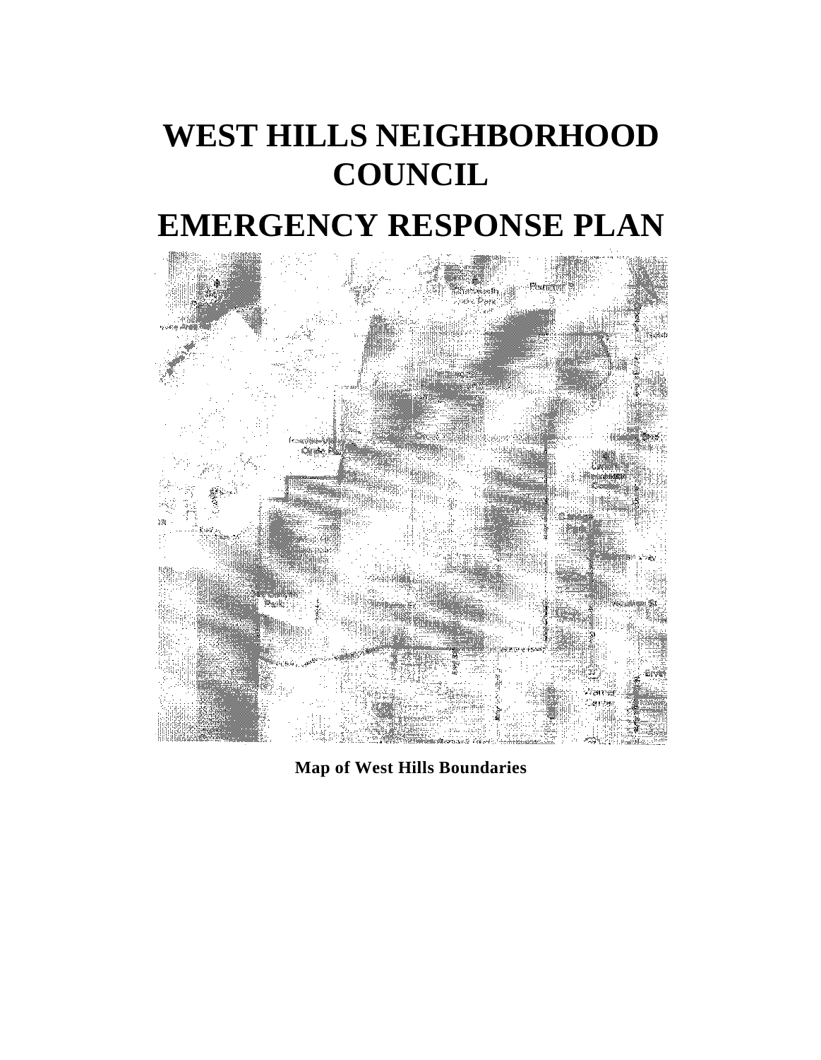# WEST HILLS NEIGHBORHOOD COUNCIL

# EMERGENCY RESPONSE PLAN

**Map of West Hills Boundaries**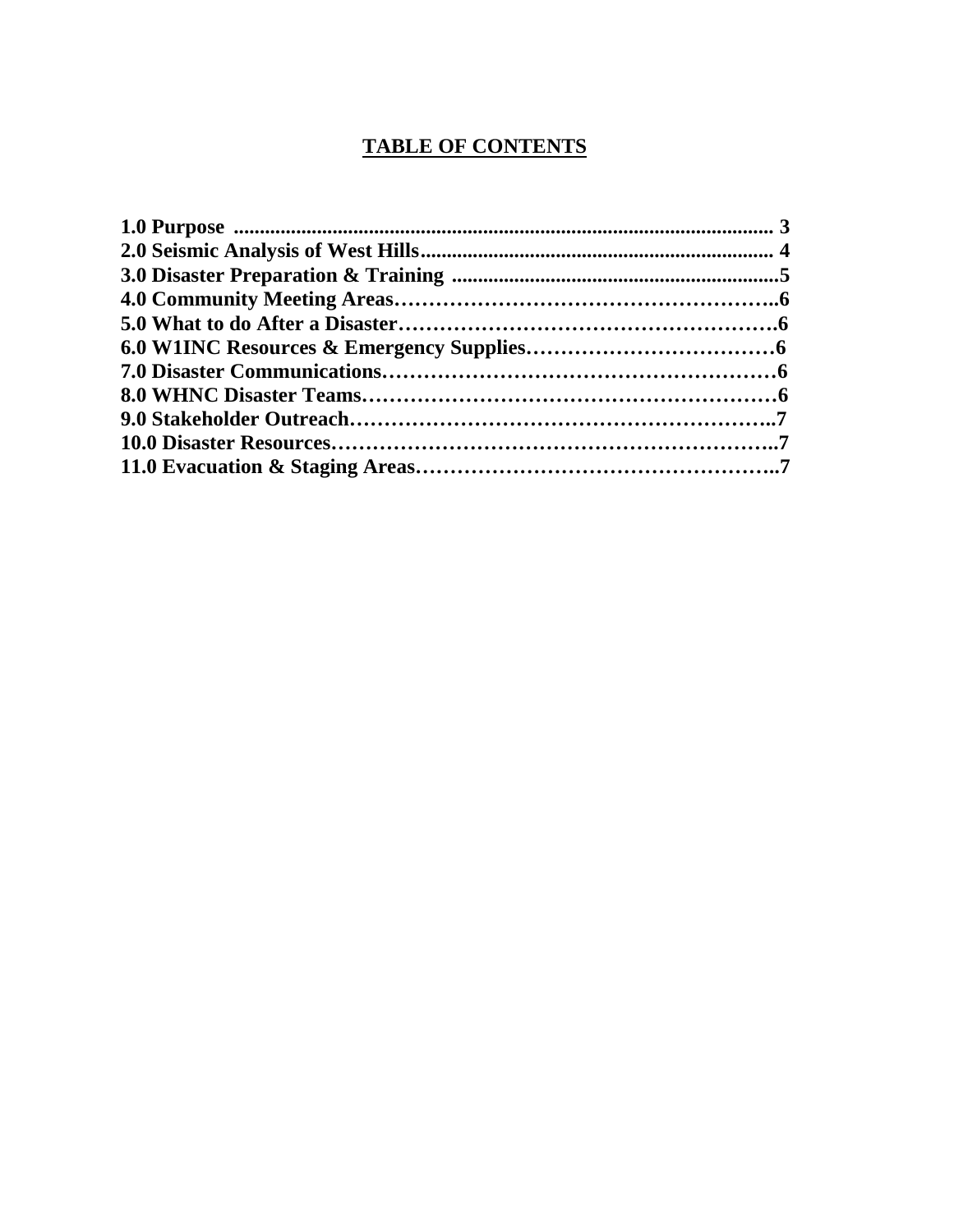## TABLE OF CONTENTS

**1.0 Purpose ........................................................................................................ 3**
**2.0 Seismic Analysis of West Hills.................................................................... 4**
**3.0 Disaster Preparation & Training ...............................................................5**
**4.0 Community Meeting Areas……………………………………………..6**
**5.0 What to do After a Disaster……………………………………………….6**
**6.0 W1INC Resources & Emergency Supplies………………………………6**
**7.0 Disaster Communications…………………………………………………6**
**8.0 WHNC Disaster Teams……………………………………………………6**
**9.0 Stakeholder Outreach……………………………………………………..7**
**10.0 Disaster Resources………………………………………………………..7**
**11.0 Evacuation & Staging Areas……………………………………………..7**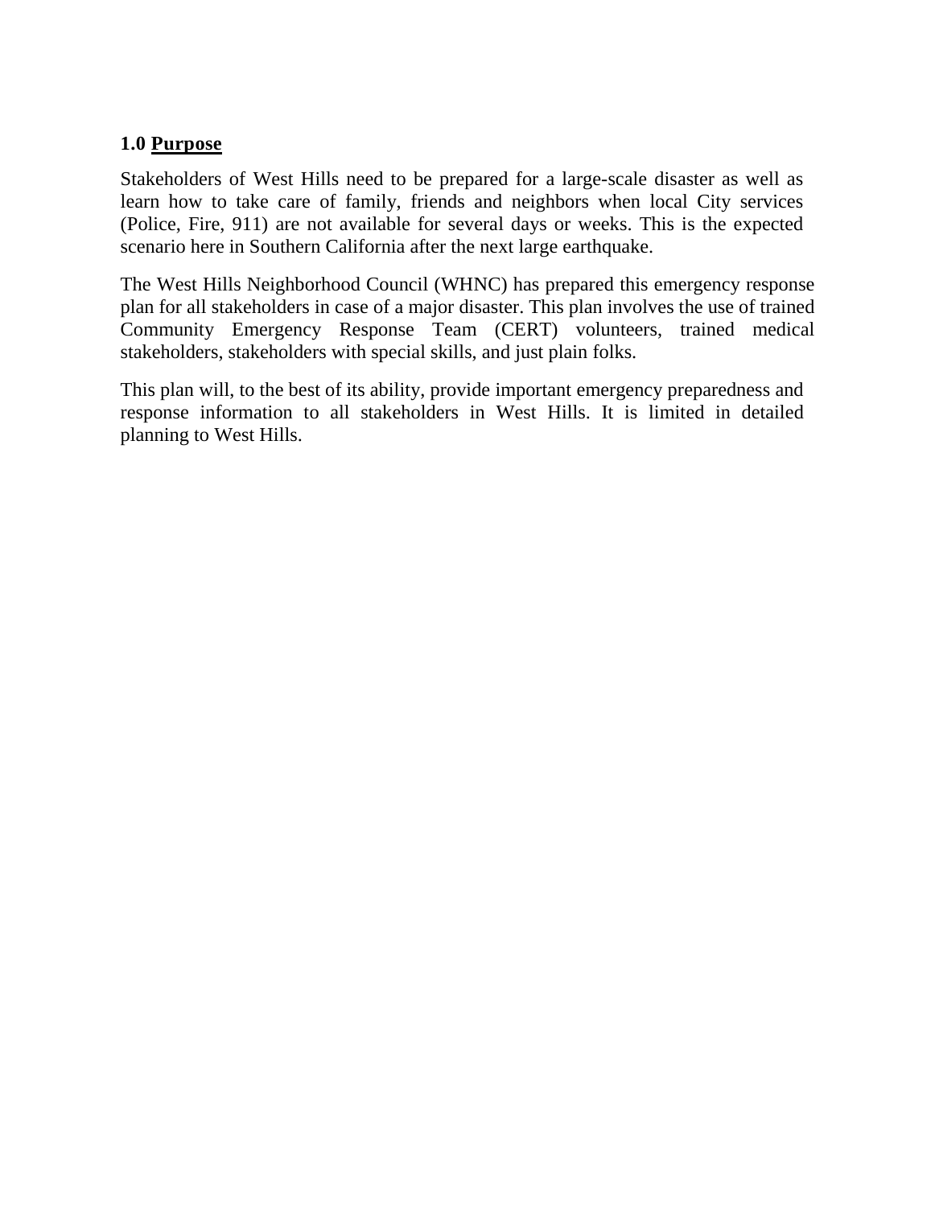## 1.0 Purpose

Stakeholders of West Hills need to be prepared for a large-scale disaster as well as learn how to take care of family, friends and neighbors when local City services (Police, Fire, 911) are not available for several days or weeks. This is the expected scenario here in Southern California after the next large earthquake.

The West Hills Neighborhood Council (WHNC) has prepared this emergency response plan for all stakeholders in case of a major disaster. This plan involves the use of trained Community Emergency Response Team (CERT) volunteers, trained medical stakeholders, stakeholders with special skills, and just plain folks.

This plan will, to the best of its ability, provide important emergency preparedness and response information to all stakeholders in West Hills. It is limited in detailed planning to West Hills.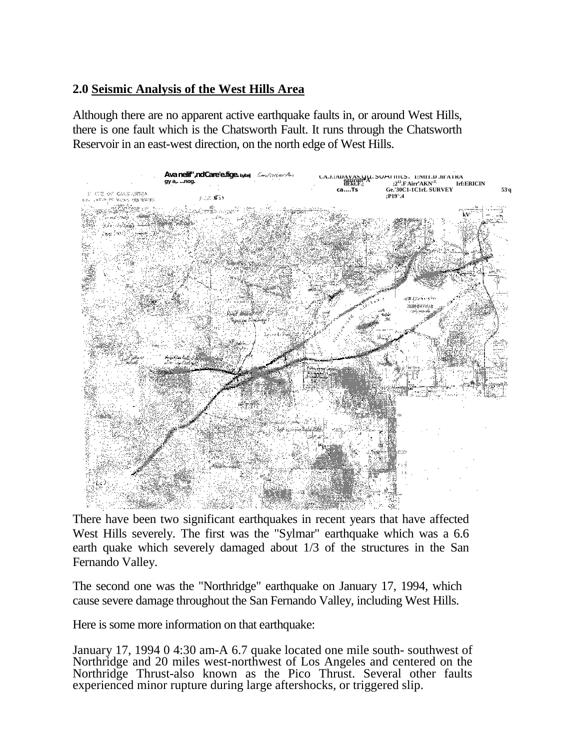## 2.0 Seismic Analysis of the West Hills Area

Although there are no apparent active earthquake faults in, or around West Hills, there is one fault which is the Chatsworth Fault. It runs through the Chatsworth Reservoir in an east-west direction, on the north edge of West Hills.

There have been two significant earthquakes in recent years that have affected West Hills severely. The first was the "Sylmar" earthquake which was a 6.6 earth quake which severely damaged about 1/3 of the structures in the San Fernando Valley.

The second one was the "Northridge" earthquake on January 17, 1994, which cause severe damage throughout the San Fernando Valley, including West Hills.

Here is some more information on that earthquake:

January 17, 1994 0 4:30 am-A 6.7 quake located one mile south- southwest of Northridge and 20 miles west-northwest of Los Angeles and centered on the Northridge Thrust-also known as the Pico Thrust. Several other faults experienced minor rupture during large aftershocks, or triggered slip.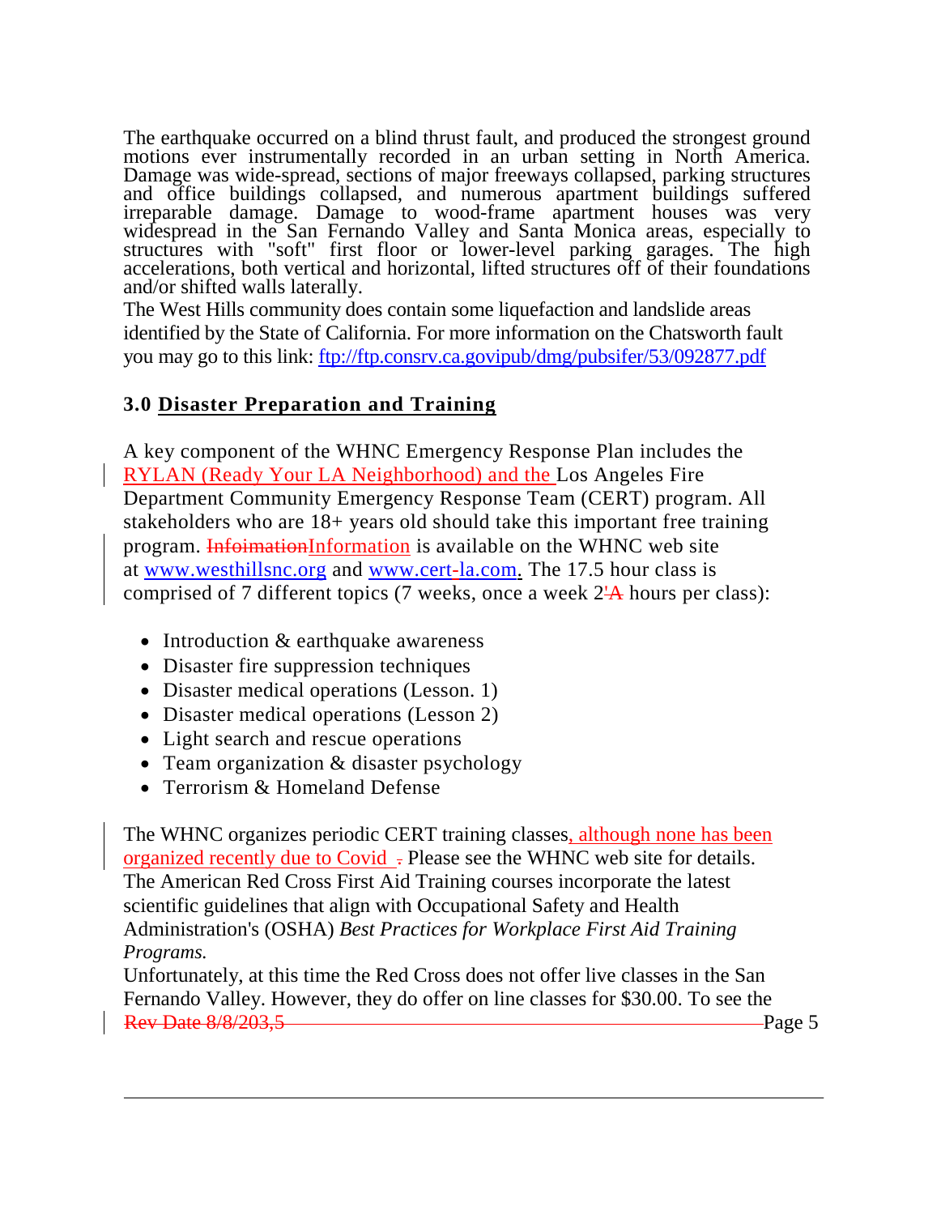The earthquake occurred on a blind thrust fault, and produced the strongest ground motions ever instrumentally recorded in an urban setting in North America. Damage was wide-spread, sections of major freeways collapsed, parking structures and office buildings collapsed, and numerous apartment buildings suffered irreparable damage. Damage to wood-frame apartment houses was very widespread in the San Fernando Valley and Santa Monica areas, especially to structures with "soft" first floor or lower-level parking garages. The high accelerations, both vertical and horizontal, lifted structures off of their foundations and/or shifted walls laterally.

The West Hills community does contain some liquefaction and landslide areas identified by the State of California. For more information on the Chatsworth fault you may go to this link: ftp://ftp.consrv.ca.govipub/dmg/pubsifer/53/092877.pdf

## 3.0 Disaster Preparation and Training

A key component of the WHNC Emergency Response Plan includes the RYLAN (Ready Your LA Neighborhood) and the Los Angeles Fire Department Community Emergency Response Team (CERT) program. All stakeholders who are 18+ years old should take this important free training program. ~~Infoimation~~Information is available on the WHNC web site at www.westhillsnc.org and www.cert-la.com. The 17.5 hour class is comprised of 7 different topics (7 weeks, once a week 2'~~A~~ hours per class):

- Introduction & earthquake awareness
- Disaster fire suppression techniques
- Disaster medical operations (Lesson. 1)
- Disaster medical operations (Lesson 2)
- Light search and rescue operations
- Team organization & disaster psychology
- Terrorism & Homeland Defense

The WHNC organizes periodic CERT training classes, although none has been organized recently due to Covid ~~.~~ Please see the WHNC web site for details. The American Red Cross First Aid Training courses incorporate the latest scientific guidelines that align with Occupational Safety and Health Administration's (OSHA) *Best Practices for Workplace First Aid Training Programs.*

Unfortunately, at this time the Red Cross does not offer live classes in the San Fernando Valley. However, they do offer on line classes for $30.00. To see the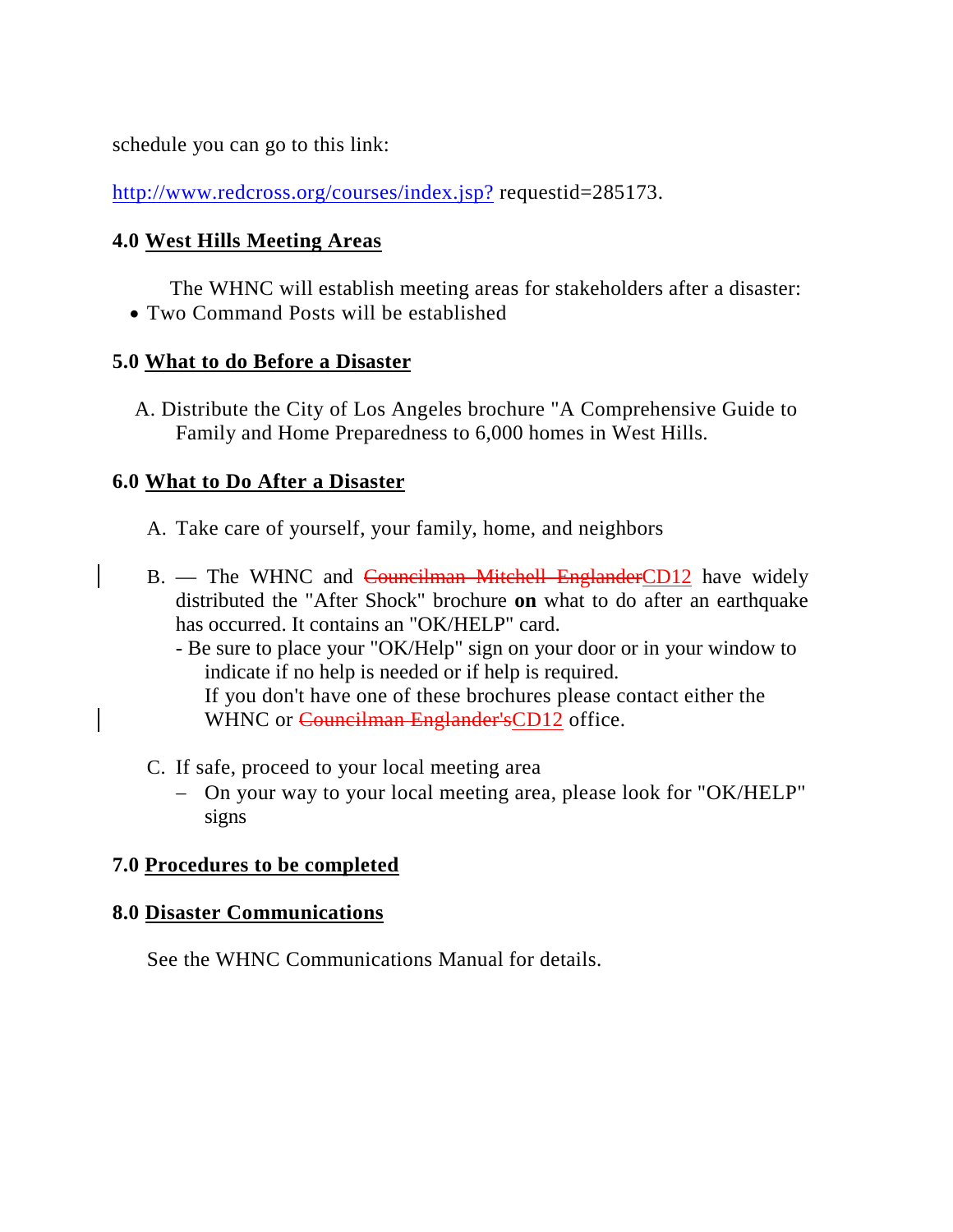schedule you can go to this link:

http://www.redcross.org/courses/index.jsp? requestid=285173.

## 4.0 West Hills Meeting Areas

The WHNC will establish meeting areas for stakeholders after a disaster:

- Two Command Posts will be established

## 5.0 What to do Before a Disaster

A. Distribute the City of Los Angeles brochure "A Comprehensive Guide to Family and Home Preparedness to 6,000 homes in West Hills.

## 6.0 What to Do After a Disaster

A. Take care of yourself, your family, home, and neighbors

B. — The WHNC and ~~Councilman Mitchell Englander~~CD12 have widely distributed the "After Shock" brochure **on** what to do after an earthquake has occurred. It contains an "OK/HELP" card.
   - Be sure to place your "OK/Help" sign on your door or in your window to indicate if no help is needed or if help is required.
     If you don't have one of these brochures please contact either the WHNC or ~~Councilman Englander's~~CD12 office.

C. If safe, proceed to your local meeting area
   - On your way to your local meeting area, please look for "OK/HELP" signs

## 7.0 Procedures to be completed

## 8.0 Disaster Communications

See the WHNC Communications Manual for details.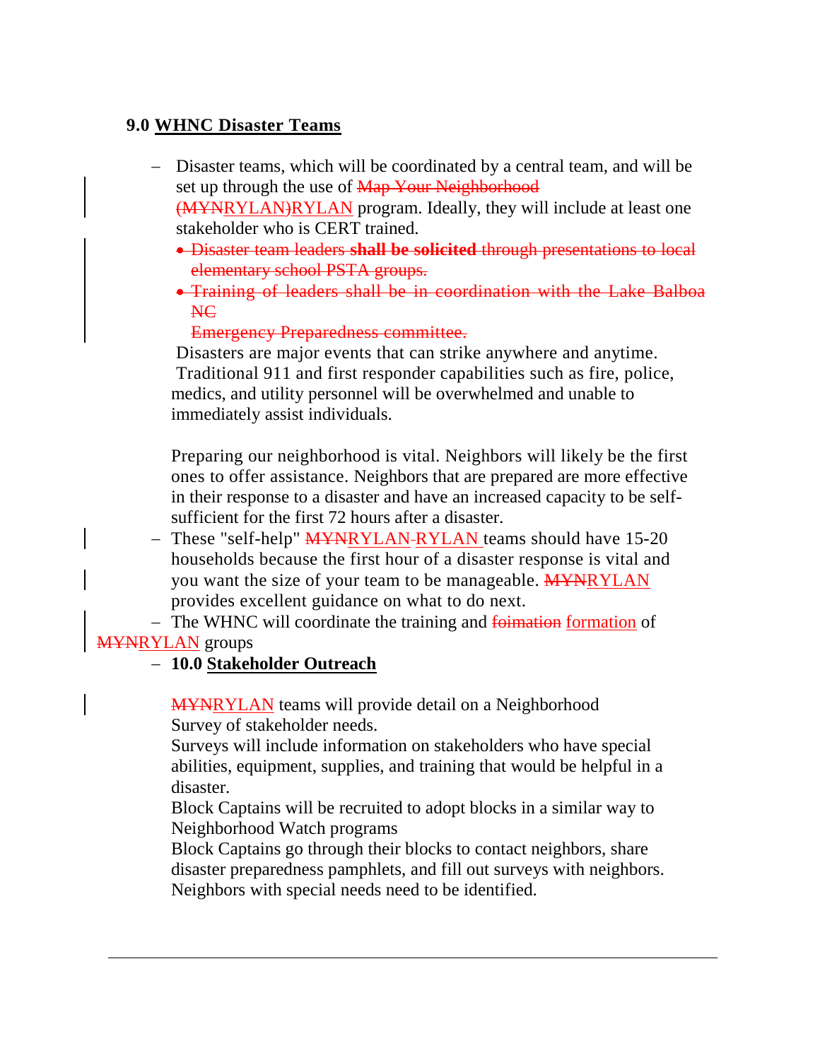### 9.0 WHNC Disaster Teams

- Disaster teams, which will be coordinated by a central team, and will be set up through the use of ~~Map Your Neighborhood (MYN~~RYLAN~~)~~RYLAN program. Ideally, they will include at least one stakeholder who is CERT trained.
  - ~~Disaster team leaders **shall be solicited** through presentations to local elementary school PSTA groups.~~
  - ~~Training of leaders shall be in coordination with the Lake Balboa NC Emergency Preparedness committee.~~

  Disasters are major events that can strike anywhere and anytime. Traditional 911 and first responder capabilities such as fire, police, medics, and utility personnel will be overwhelmed and unable to immediately assist individuals.

  Preparing our neighborhood is vital. Neighbors will likely be the first ones to offer assistance. Neighbors that are prepared are more effective in their response to a disaster and have an increased capacity to be self-sufficient for the first 72 hours after a disaster.
- These "self-help" ~~MYN~~RYLAN-RYLAN teams should have 15-20 households because the first hour of a disaster response is vital and you want the size of your team to be manageable. ~~MYN~~RYLAN provides excellent guidance on what to do next.
- The WHNC will coordinate the training and ~~foimation~~ formation of ~~MYN~~RYLAN groups
- **10.0 Stakeholder Outreach**

  ~~MYN~~RYLAN teams will provide detail on a Neighborhood Survey of stakeholder needs.

  Surveys will include information on stakeholders who have special abilities, equipment, supplies, and training that would be helpful in a disaster.

  Block Captains will be recruited to adopt blocks in a similar way to Neighborhood Watch programs

  Block Captains go through their blocks to contact neighbors, share disaster preparedness pamphlets, and fill out surveys with neighbors. Neighbors with special needs need to be identified.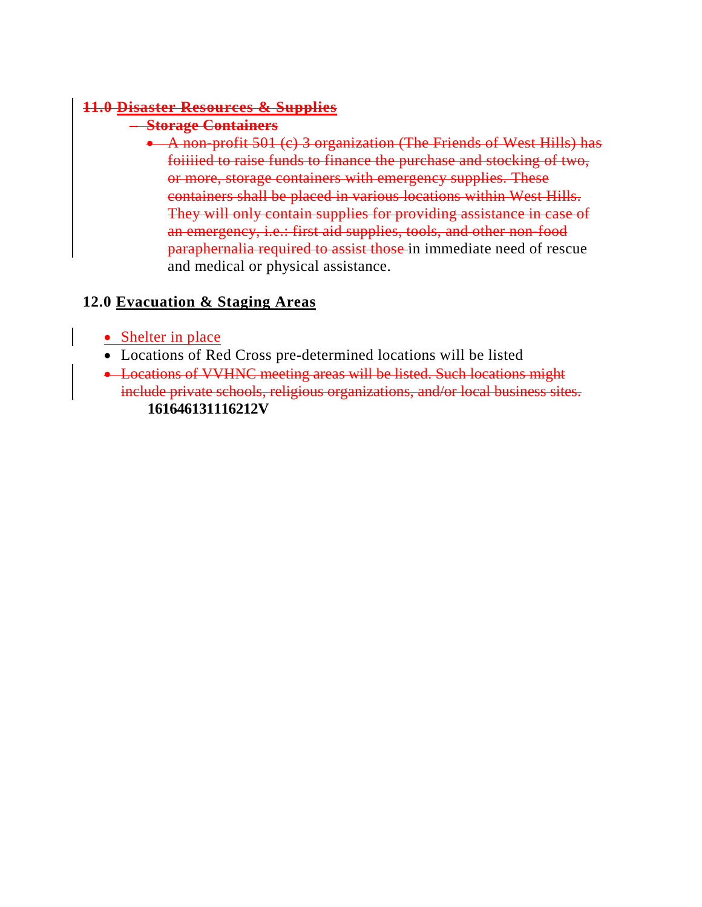## ~~11.0~~ Disaster Resources & Supplies

~~– Storage Containers~~

- ~~A non-profit 501 (c) 3 organization (The Friends of West Hills) has foiiiied to raise funds to finance the purchase and stocking of two, or more, storage containers with emergency supplies. These containers shall be placed in various locations within West Hills. They will only contain supplies for providing assistance in case of an emergency, i.e.: first aid supplies, tools, and other non-food paraphernalia required to assist those~~ in immediate need of rescue and medical or physical assistance.

## 12.0 Evacuation & Staging Areas

- Shelter in place
- Locations of Red Cross pre-determined locations will be listed
- ~~Locations of VVHNC meeting areas will be listed. Such locations might include private schools, religious organizations, and/or local business sites.~~

**161646131116212V**